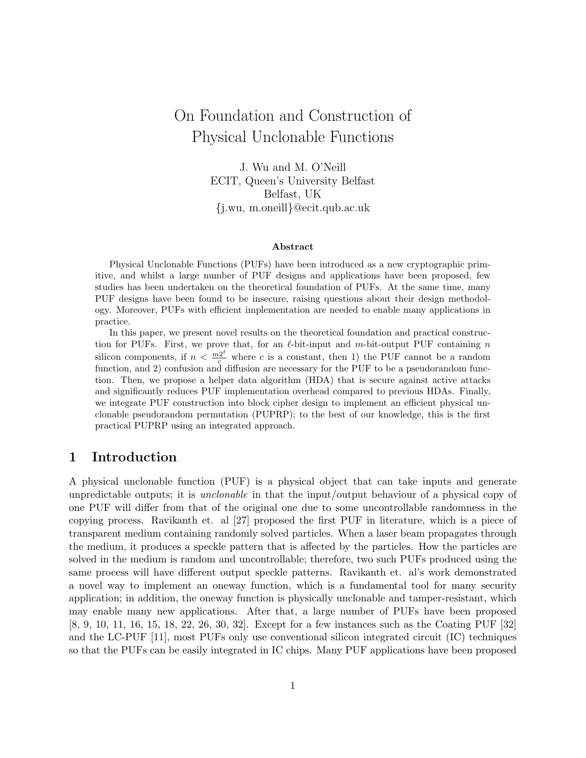# On Foundation and Construction of Physical Unclonable Functions

J. Wu and M. O'Neill
ECIT, Queen's University Belfast
Belfast, UK
{j.wu, m.oneill}@ecit.qub.ac.uk

### Abstract

Physical Unclonable Functions (PUFs) have been introduced as a new cryptographic primitive, and whilst a large number of PUF designs and applications have been proposed, few studies has been undertaken on the theoretical foundation of PUFs. At the same time, many PUF designs have been found to be insecure, raising questions about their design methodology. Moreover, PUFs with efficient implementation are needed to enable many applications in practice.

In this paper, we present novel results on the theoretical foundation and practical construction for PUFs. First, we prove that, for an $\ell$-bit-input and $m$-bit-output PUF containing $n$ silicon components, if $n < \frac{m2^\ell}{c}$ where $c$ is a constant, then 1) the PUF cannot be a random function, and 2) confusion and diffusion are necessary for the PUF to be a pseudorandom function. Then, we propose a helper data algorithm (HDA) that is secure against active attacks and significantly reduces PUF implementation overhead compared to previous HDAs. Finally, we integrate PUF construction into block cipher design to implement an efficient physical unclonable pseudorandom permutation (PUPRP); to the best of our knowledge, this is the first practical PUPRP using an integrated approach.

## 1 Introduction

A physical unclonable function (PUF) is a physical object that can take inputs and generate unpredictable outputs; it is *unclonable* in that the input/output behaviour of a physical copy of one PUF will differ from that of the original one due to some uncontrollable randomness in the copying process. Ravikanth et. al [27] proposed the first PUF in literature, which is a piece of transparent medium containing randomly solved particles. When a laser beam propagates through the medium, it produces a speckle pattern that is affected by the particles. How the particles are solved in the medium is random and uncontrollable; therefore, two such PUFs produced using the same process will have different output speckle patterns. Ravikanth et. al's work demonstrated a novel way to implement an oneway function, which is a fundamental tool for many security application; in addition, the oneway function is physically unclonable and tamper-resistant, which may enable many new applications. After that, a large number of PUFs have been proposed [8, 9, 10, 11, 16, 15, 18, 22, 26, 30, 32]. Except for a few instances such as the Coating PUF [32] and the LC-PUF [11], most PUFs only use conventional silicon integrated circuit (IC) techniques so that the PUFs can be easily integrated in IC chips. Many PUF applications have been proposed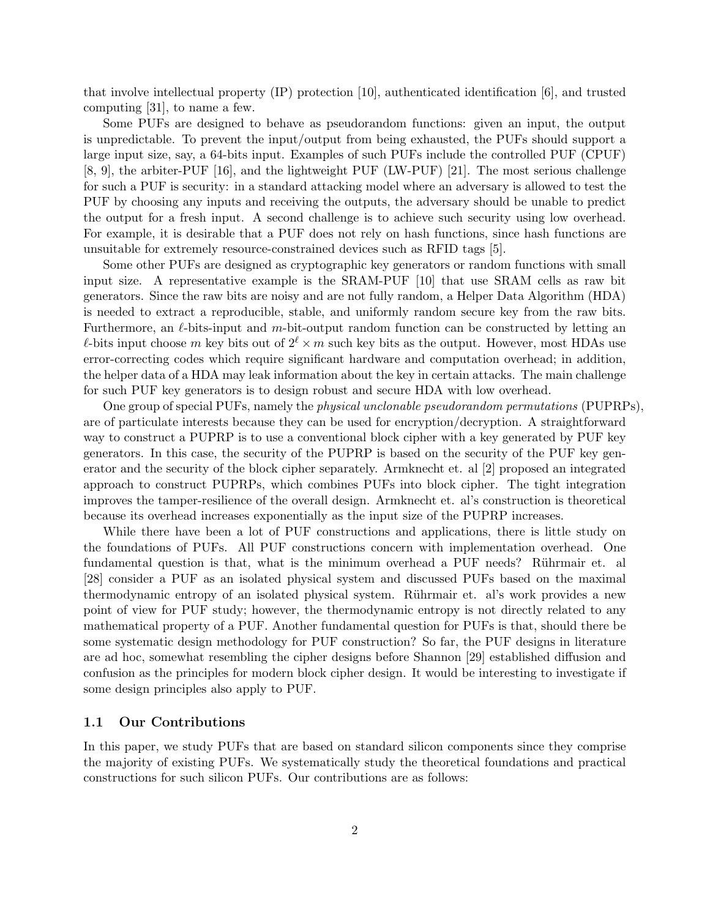that involve intellectual property (IP) protection [10], authenticated identification [6], and trusted computing [31], to name a few.

Some PUFs are designed to behave as pseudorandom functions: given an input, the output is unpredictable. To prevent the input/output from being exhausted, the PUFs should support a large input size, say, a 64-bits input. Examples of such PUFs include the controlled PUF (CPUF) [8, 9], the arbiter-PUF [16], and the lightweight PUF (LW-PUF) [21]. The most serious challenge for such a PUF is security: in a standard attacking model where an adversary is allowed to test the PUF by choosing any inputs and receiving the outputs, the adversary should be unable to predict the output for a fresh input. A second challenge is to achieve such security using low overhead. For example, it is desirable that a PUF does not rely on hash functions, since hash functions are unsuitable for extremely resource-constrained devices such as RFID tags [5].

Some other PUFs are designed as cryptographic key generators or random functions with small input size. A representative example is the SRAM-PUF [10] that use SRAM cells as raw bit generators. Since the raw bits are noisy and are not fully random, a Helper Data Algorithm (HDA) is needed to extract a reproducible, stable, and uniformly random secure key from the raw bits. Furthermore, an $\ell$-bits-input and $m$-bit-output random function can be constructed by letting an $\ell$-bits input choose $m$ key bits out of $2^\ell \times m$ such key bits as the output. However, most HDAs use error-correcting codes which require significant hardware and computation overhead; in addition, the helper data of a HDA may leak information about the key in certain attacks. The main challenge for such PUF key generators is to design robust and secure HDA with low overhead.

One group of special PUFs, namely the *physical unclonable pseudorandom permutations* (PUPRPs), are of particulate interests because they can be used for encryption/decryption. A straightforward way to construct a PUPRP is to use a conventional block cipher with a key generated by PUF key generators. In this case, the security of the PUPRP is based on the security of the PUF key generator and the security of the block cipher separately. Armknecht et. al [2] proposed an integrated approach to construct PUPRPs, which combines PUFs into block cipher. The tight integration improves the tamper-resilience of the overall design. Armknecht et. al's construction is theoretical because its overhead increases exponentially as the input size of the PUPRP increases.

While there have been a lot of PUF constructions and applications, there is little study on the foundations of PUFs. All PUF constructions concern with implementation overhead. One fundamental question is that, what is the minimum overhead a PUF needs? Rührmair et. al [28] consider a PUF as an isolated physical system and discussed PUFs based on the maximal thermodynamic entropy of an isolated physical system. Rührmair et. al's work provides a new point of view for PUF study; however, the thermodynamic entropy is not directly related to any mathematical property of a PUF. Another fundamental question for PUFs is that, should there be some systematic design methodology for PUF construction? So far, the PUF designs in literature are ad hoc, somewhat resembling the cipher designs before Shannon [29] established diffusion and confusion as the principles for modern block cipher design. It would be interesting to investigate if some design principles also apply to PUF.

### 1.1 Our Contributions

In this paper, we study PUFs that are based on standard silicon components since they comprise the majority of existing PUFs. We systematically study the theoretical foundations and practical constructions for such silicon PUFs. Our contributions are as follows: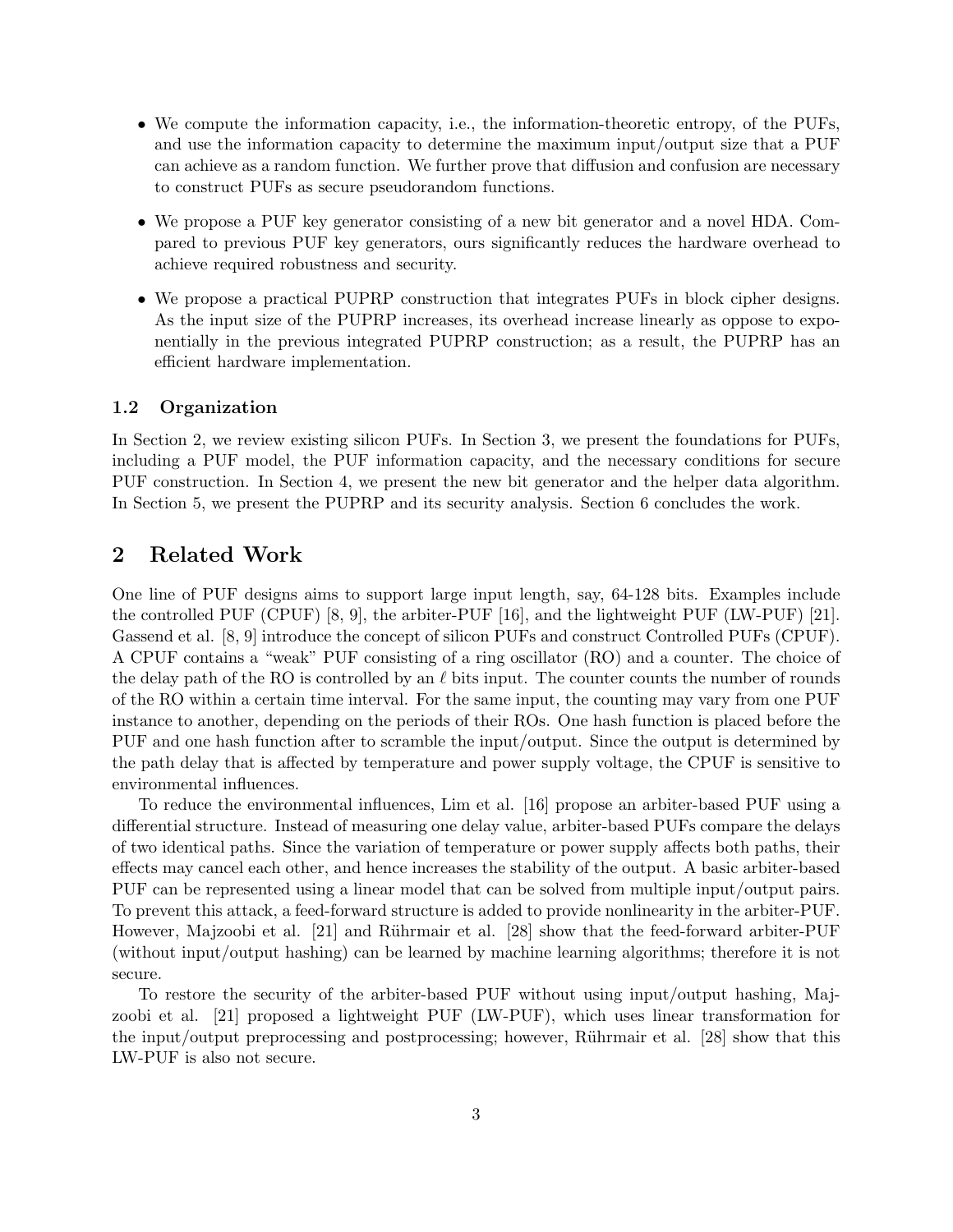- We compute the information capacity, i.e., the information-theoretic entropy, of the PUFs, and use the information capacity to determine the maximum input/output size that a PUF can achieve as a random function. We further prove that diffusion and confusion are necessary to construct PUFs as secure pseudorandom functions.
- We propose a PUF key generator consisting of a new bit generator and a novel HDA. Compared to previous PUF key generators, ours significantly reduces the hardware overhead to achieve required robustness and security.
- We propose a practical PUPRP construction that integrates PUFs in block cipher designs. As the input size of the PUPRP increases, its overhead increase linearly as oppose to exponentially in the previous integrated PUPRP construction; as a result, the PUPRP has an efficient hardware implementation.

### 1.2 Organization

In Section 2, we review existing silicon PUFs. In Section 3, we present the foundations for PUFs, including a PUF model, the PUF information capacity, and the necessary conditions for secure PUF construction. In Section 4, we present the new bit generator and the helper data algorithm. In Section 5, we present the PUPRP and its security analysis. Section 6 concludes the work.

## 2 Related Work

One line of PUF designs aims to support large input length, say, 64-128 bits. Examples include the controlled PUF (CPUF) [8, 9], the arbiter-PUF [16], and the lightweight PUF (LW-PUF) [21]. Gassend et al. [8, 9] introduce the concept of silicon PUFs and construct Controlled PUFs (CPUF). A CPUF contains a "weak" PUF consisting of a ring oscillator (RO) and a counter. The choice of the delay path of the RO is controlled by an $\ell$ bits input. The counter counts the number of rounds of the RO within a certain time interval. For the same input, the counting may vary from one PUF instance to another, depending on the periods of their ROs. One hash function is placed before the PUF and one hash function after to scramble the input/output. Since the output is determined by the path delay that is affected by temperature and power supply voltage, the CPUF is sensitive to environmental influences.

To reduce the environmental influences, Lim et al. [16] propose an arbiter-based PUF using a differential structure. Instead of measuring one delay value, arbiter-based PUFs compare the delays of two identical paths. Since the variation of temperature or power supply affects both paths, their effects may cancel each other, and hence increases the stability of the output. A basic arbiter-based PUF can be represented using a linear model that can be solved from multiple input/output pairs. To prevent this attack, a feed-forward structure is added to provide nonlinearity in the arbiter-PUF. However, Majzoobi et al. [21] and Rührmair et al. [28] show that the feed-forward arbiter-PUF (without input/output hashing) can be learned by machine learning algorithms; therefore it is not secure.

To restore the security of the arbiter-based PUF without using input/output hashing, Majzoobi et al. [21] proposed a lightweight PUF (LW-PUF), which uses linear transformation for the input/output preprocessing and postprocessing; however, Rührmair et al. [28] show that this LW-PUF is also not secure.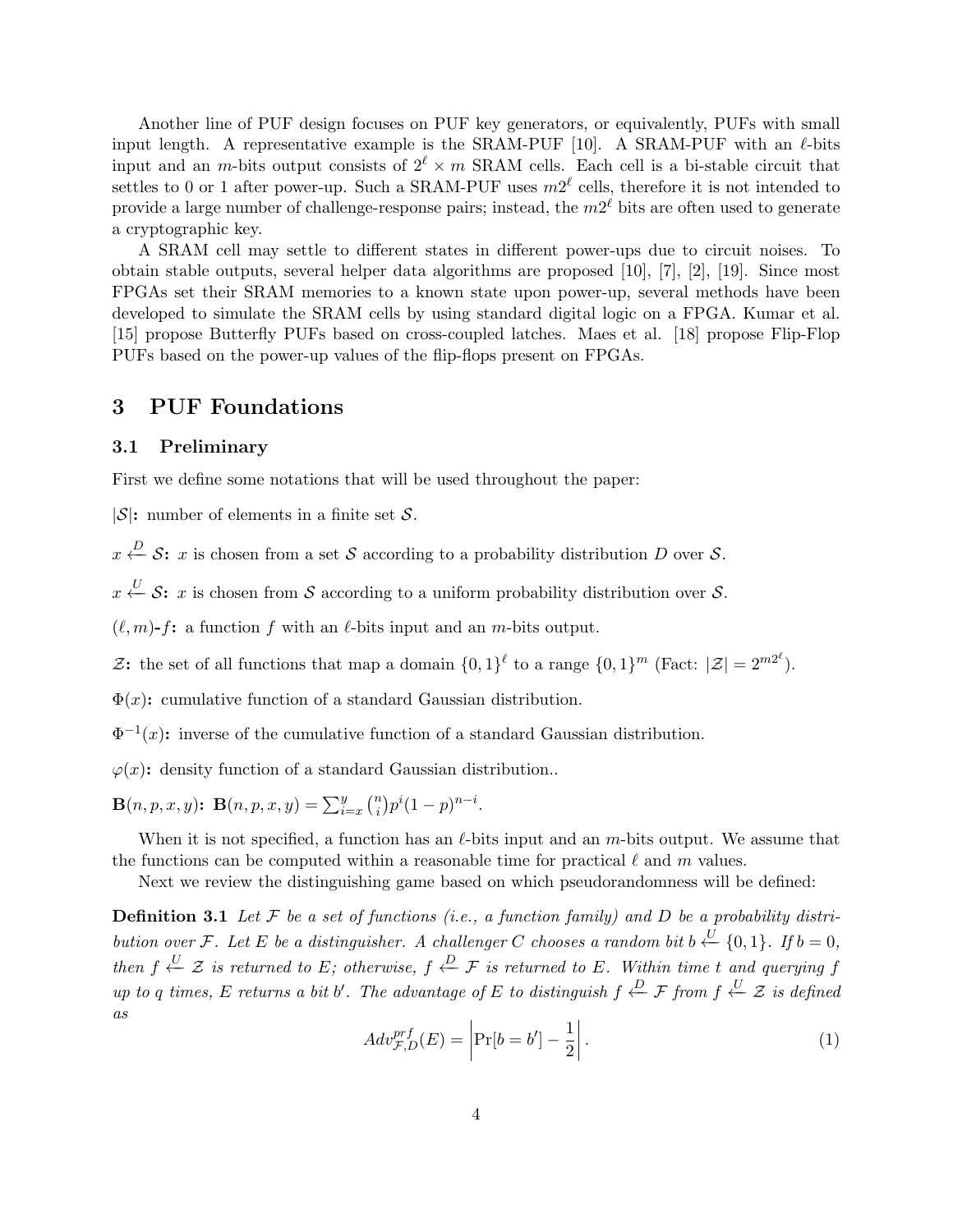Another line of PUF design focuses on PUF key generators, or equivalently, PUFs with small input length. A representative example is the SRAM-PUF [10]. A SRAM-PUF with an $\ell$-bits input and an $m$-bits output consists of $2^\ell \times m$ SRAM cells. Each cell is a bi-stable circuit that settles to 0 or 1 after power-up. Such a SRAM-PUF uses $m2^\ell$ cells, therefore it is not intended to provide a large number of challenge-response pairs; instead, the $m2^\ell$ bits are often used to generate a cryptographic key.

A SRAM cell may settle to different states in different power-ups due to circuit noises. To obtain stable outputs, several helper data algorithms are proposed [10], [7], [2], [19]. Since most FPGAs set their SRAM memories to a known state upon power-up, several methods have been developed to simulate the SRAM cells by using standard digital logic on a FPGA. Kumar et al. [15] propose Butterfly PUFs based on cross-coupled latches. Maes et al. [18] propose Flip-Flop PUFs based on the power-up values of the flip-flops present on FPGAs.

# 3 PUF Foundations

## 3.1 Preliminary

First we define some notations that will be used throughout the paper:

**$|\mathcal{S}|$:** number of elements in a finite set $\mathcal{S}$.

**$x \overset{D}{\leftarrow} \mathcal{S}$:** $x$ is chosen from a set $\mathcal{S}$ according to a probability distribution $D$ over $\mathcal{S}$.

**$x \overset{U}{\leftarrow} \mathcal{S}$:** $x$ is chosen from $\mathcal{S}$ according to a uniform probability distribution over $\mathcal{S}$.

**$(\ell, m)$-$f$:** a function $f$ with an $\ell$-bits input and an $m$-bits output.

**$\mathcal{Z}$:** the set of all functions that map a domain $\{0,1\}^\ell$ to a range $\{0,1\}^m$ (Fact: $|\mathcal{Z}| = 2^{m2^\ell}$).

**$\Phi(x)$:** cumulative function of a standard Gaussian distribution.

**$\Phi^{-1}(x)$:** inverse of the cumulative function of a standard Gaussian distribution.

**$\varphi(x)$:** density function of a standard Gaussian distribution..

**$\mathbf{B}(n,p,x,y)$:** $\mathbf{B}(n,p,x,y) = \sum_{i=x}^{y} \binom{n}{i} p^i (1-p)^{n-i}$.

When it is not specified, a function has an $\ell$-bits input and an $m$-bits output. We assume that the functions can be computed within a reasonable time for practical $\ell$ and $m$ values.

Next we review the distinguishing game based on which pseudorandomness will be defined:

**Definition 3.1** *Let $\mathcal{F}$ be a set of functions (i.e., a function family) and $D$ be a probability distribution over $\mathcal{F}$. Let $E$ be a distinguisher. A challenger $C$ chooses a random bit $b \overset{U}{\leftarrow} \{0,1\}$. If $b = 0$, then $f \overset{U}{\leftarrow} \mathcal{Z}$ is returned to $E$; otherwise, $f \overset{D}{\leftarrow} \mathcal{F}$ is returned to $E$. Within time $t$ and querying $f$ up to $q$ times, $E$ returns a bit $b'$. The advantage of $E$ to distinguish $f \overset{D}{\leftarrow} \mathcal{F}$ from $f \overset{U}{\leftarrow} \mathcal{Z}$ is defined as*

$$Adv^{prf}_{\mathcal{F},D}(E) = \left| \Pr[b = b'] - \frac{1}{2} \right|. \tag{1}$$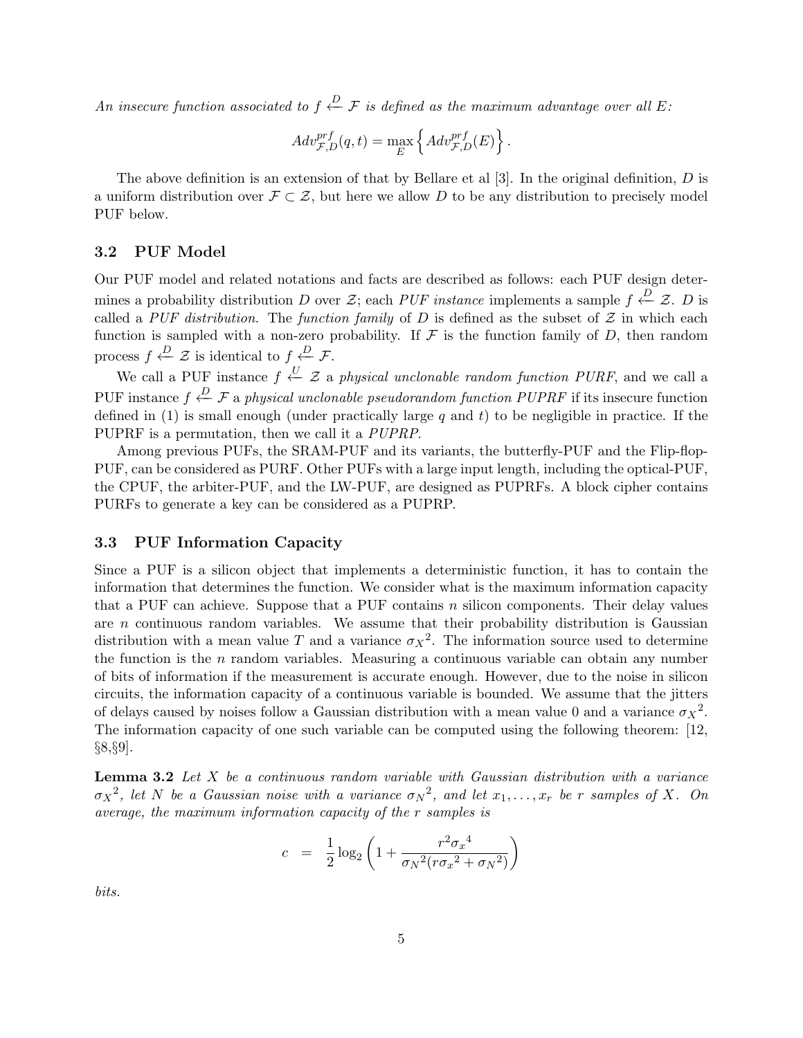*An insecure function associated to $f \stackrel{D}{\leftarrow} \mathcal{F}$ is defined as the maximum advantage over all $E$:*

$$Adv^{prf}_{\mathcal{F},D}(q,t) = \max_{E} \left\{ Adv^{prf}_{\mathcal{F},D}(E) \right\}.$$

The above definition is an extension of that by Bellare et al [3]. In the original definition, $D$ is a uniform distribution over $\mathcal{F} \subset \mathcal{Z}$, but here we allow $D$ to be any distribution to precisely model PUF below.

### 3.2 PUF Model

Our PUF model and related notations and facts are described as follows: each PUF design determines a probability distribution $D$ over $\mathcal{Z}$; each *PUF instance* implements a sample $f \stackrel{D}{\leftarrow} \mathcal{Z}$. $D$ is called a *PUF distribution*. The *function family* of $D$ is defined as the subset of $\mathcal{Z}$ in which each function is sampled with a non-zero probability. If $\mathcal{F}$ is the function family of $D$, then random process $f \stackrel{D}{\leftarrow} \mathcal{Z}$ is identical to $f \stackrel{D}{\leftarrow} \mathcal{F}$.

We call a PUF instance $f \stackrel{U}{\leftarrow} \mathcal{Z}$ a *physical unclonable random function PURF*, and we call a PUF instance $f \stackrel{D}{\leftarrow} \mathcal{F}$ a *physical unclonable pseudorandom function PUPRF* if its insecure function defined in (1) is small enough (under practically large $q$ and $t$) to be negligible in practice. If the PUPRF is a permutation, then we call it a *PUPRP*.

Among previous PUFs, the SRAM-PUF and its variants, the butterfly-PUF and the Flip-flop-PUF, can be considered as PURF. Other PUFs with a large input length, including the optical-PUF, the CPUF, the arbiter-PUF, and the LW-PUF, are designed as PUPRFs. A block cipher contains PURFs to generate a key can be considered as a PUPRP.

### 3.3 PUF Information Capacity

Since a PUF is a silicon object that implements a deterministic function, it has to contain the information that determines the function. We consider what is the maximum information capacity that a PUF can achieve. Suppose that a PUF contains $n$ silicon components. Their delay values are $n$ continuous random variables. We assume that their probability distribution is Gaussian distribution with a mean value $T$ and a variance ${\sigma_X}^2$. The information source used to determine the function is the $n$ random variables. Measuring a continuous variable can obtain any number of bits of information if the measurement is accurate enough. However, due to the noise in silicon circuits, the information capacity of a continuous variable is bounded. We assume that the jitters of delays caused by noises follow a Gaussian distribution with a mean value 0 and a variance ${\sigma_X}^2$. The information capacity of one such variable can be computed using the following theorem: [12, §8,§9].

**Lemma 3.2** *Let $X$ be a continuous random variable with Gaussian distribution with a variance ${\sigma_X}^2$, let $N$ be a Gaussian noise with a variance ${\sigma_N}^2$, and let $x_1, \ldots, x_r$ be $r$ samples of $X$. On average, the maximum information capacity of the $r$ samples is*

$$c \;=\; \frac{1}{2}\log_2\left(1 + \frac{r^2{\sigma_x}^4}{{\sigma_N}^2(r{\sigma_x}^2 + {\sigma_N}^2)}\right)$$

*bits.*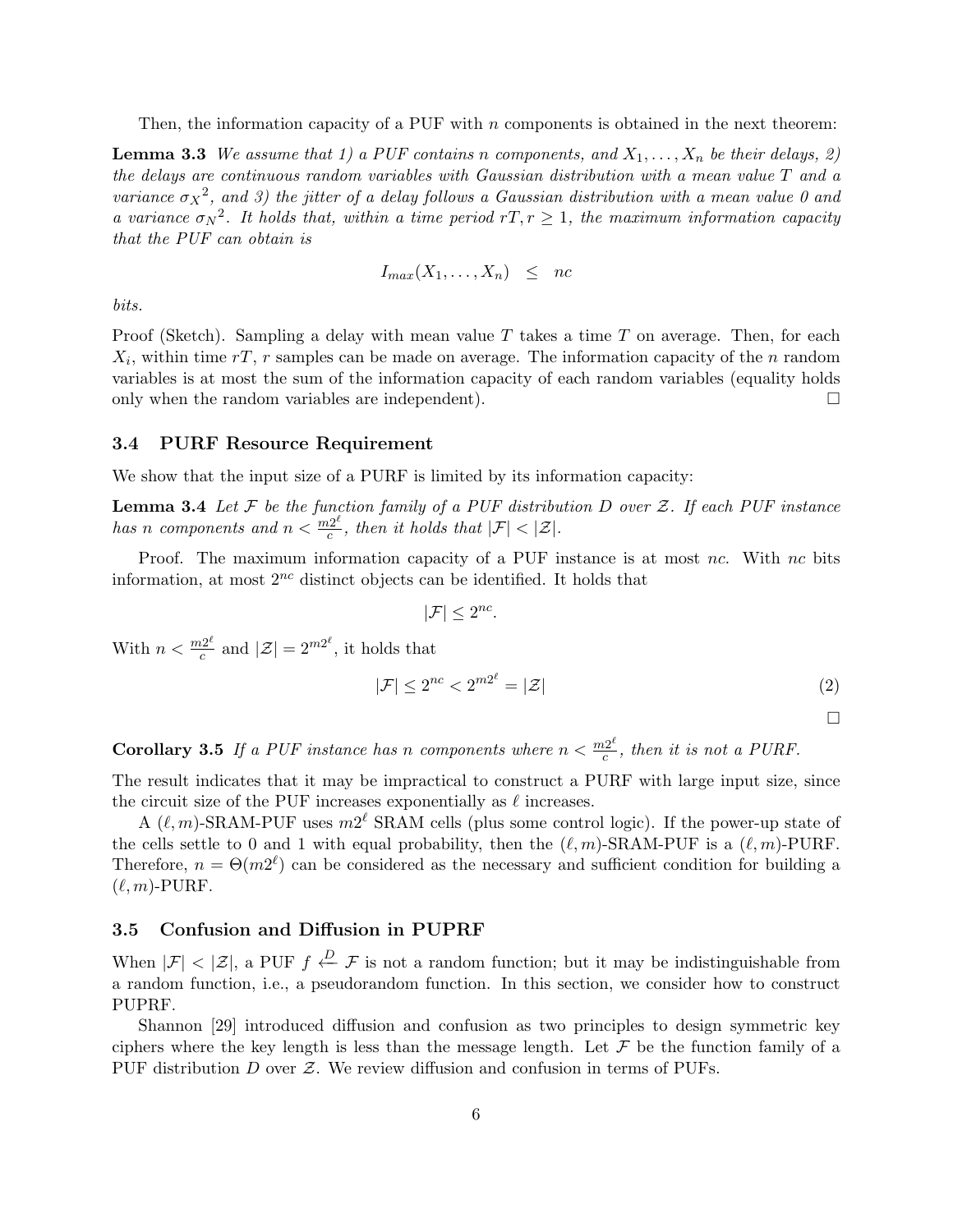Then, the information capacity of a PUF with $n$ components is obtained in the next theorem:

**Lemma 3.3** *We assume that 1) a PUF contains $n$ components, and $X_1, \ldots, X_n$ be their delays, 2) the delays are continuous random variables with Gaussian distribution with a mean value $T$ and a variance ${\sigma_X}^2$, and 3) the jitter of a delay follows a Gaussian distribution with a mean value 0 and a variance ${\sigma_N}^2$. It holds that, within a time period $rT, r \geq 1$, the maximum information capacity that the PUF can obtain is*

$$I_{max}(X_1, \ldots, X_n) \quad \leq \quad nc$$

*bits.*

Proof (Sketch). Sampling a delay with mean value $T$ takes a time $T$ on average. Then, for each $X_i$, within time $rT$, $r$ samples can be made on average. The information capacity of the $n$ random variables is at most the sum of the information capacity of each random variables (equality holds only when the random variables are independent). □

### 3.4 PURF Resource Requirement

We show that the input size of a PURF is limited by its information capacity:

**Lemma 3.4** *Let $\mathcal{F}$ be the function family of a PUF distribution $D$ over $\mathcal{Z}$. If each PUF instance has $n$ components and $n < \frac{m2^\ell}{c}$, then it holds that $|\mathcal{F}| < |\mathcal{Z}|$.*

Proof. The maximum information capacity of a PUF instance is at most $nc$. With $nc$ bits information, at most $2^{nc}$ distinct objects can be identified. It holds that

$$|\mathcal{F}| \leq 2^{nc}.$$

With $n < \frac{m2^\ell}{c}$ and $|\mathcal{Z}| = 2^{m2^\ell}$, it holds that

$$|\mathcal{F}| \leq 2^{nc} < 2^{m2^\ell} = |\mathcal{Z}| \tag{2}$$

□

**Corollary 3.5** *If a PUF instance has $n$ components where $n < \frac{m2^\ell}{c}$, then it is not a PURF.*

The result indicates that it may be impractical to construct a PURF with large input size, since the circuit size of the PUF increases exponentially as $\ell$ increases.

A $(\ell, m)$-SRAM-PUF uses $m2^\ell$ SRAM cells (plus some control logic). If the power-up state of the cells settle to 0 and 1 with equal probability, then the $(\ell, m)$-SRAM-PUF is a $(\ell, m)$-PURF. Therefore, $n = \Theta(m2^\ell)$ can be considered as the necessary and sufficient condition for building a $(\ell, m)$-PURF.

### 3.5 Confusion and Diffusion in PUPRF

When $|\mathcal{F}| < |\mathcal{Z}|$, a PUF $f \xleftarrow{D} \mathcal{F}$ is not a random function; but it may be indistinguishable from a random function, i.e., a pseudorandom function. In this section, we consider how to construct PUPRF.

Shannon [29] introduced diffusion and confusion as two principles to design symmetric key ciphers where the key length is less than the message length. Let $\mathcal{F}$ be the function family of a PUF distribution $D$ over $\mathcal{Z}$. We review diffusion and confusion in terms of PUFs.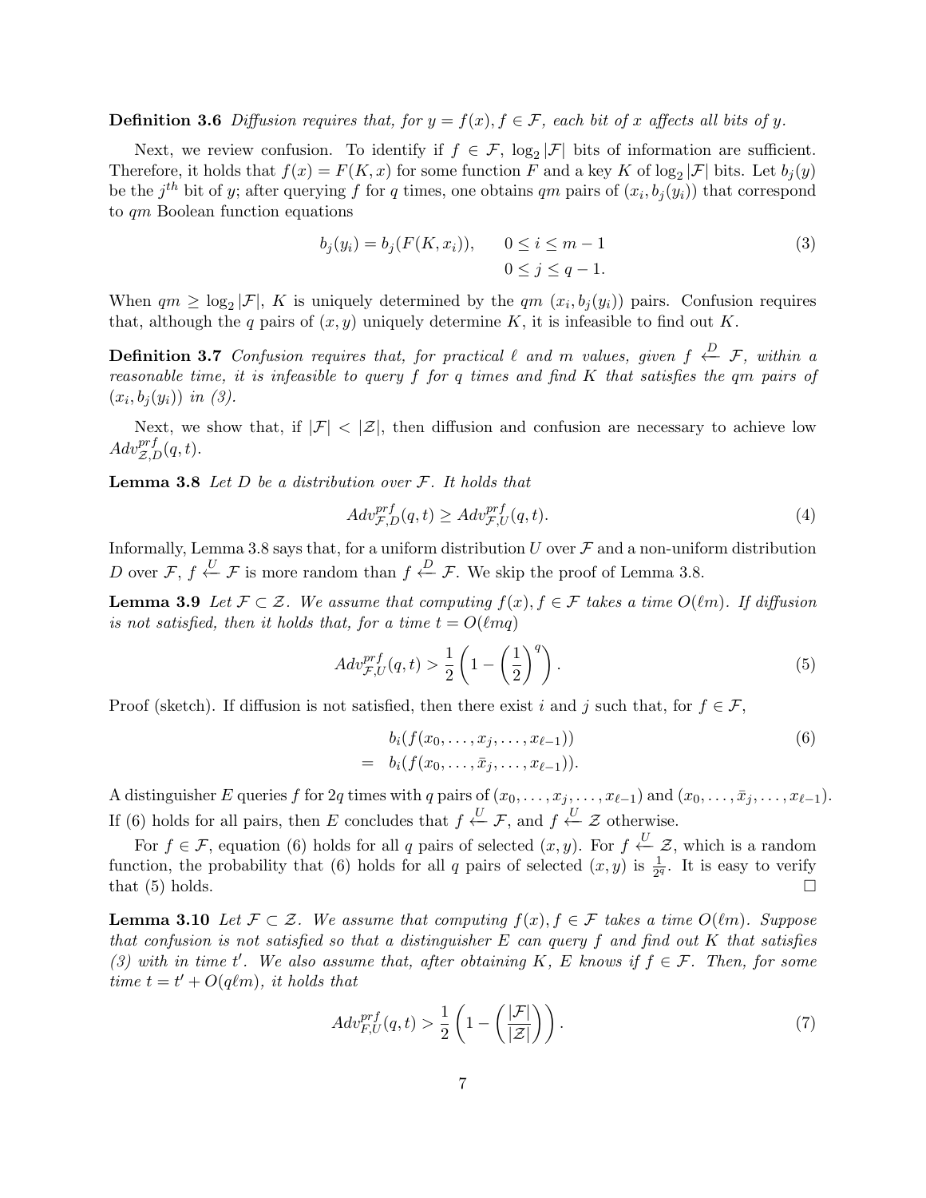**Definition 3.6** *Diffusion requires that, for $y = f(x), f \in \mathcal{F}$, each bit of $x$ affects all bits of $y$.*

Next, we review confusion. To identify if $f \in \mathcal{F}$, $\log_2 |\mathcal{F}|$ bits of information are sufficient. Therefore, it holds that $f(x) = F(K, x)$ for some function $F$ and a key $K$ of $\log_2 |\mathcal{F}|$ bits. Let $b_j(y)$ be the $j^{th}$ bit of $y$; after querying $f$ for $q$ times, one obtains $qm$ pairs of $(x_i, b_j(y_i))$ that correspond to $qm$ Boolean function equations

$$b_j(y_i) = b_j(F(K, x_i)), \qquad 0 \le i \le m-1 \\ \qquad\qquad\qquad\qquad\qquad\quad 0 \le j \le q-1. \tag{3}$$

When $qm \ge \log_2 |\mathcal{F}|$, $K$ is uniquely determined by the $qm$ $(x_i, b_j(y_i))$ pairs. Confusion requires that, although the $q$ pairs of $(x, y)$ uniquely determine $K$, it is infeasible to find out $K$.

**Definition 3.7** *Confusion requires that, for practical $\ell$ and $m$ values, given $f \xleftarrow{D} \mathcal{F}$, within a reasonable time, it is infeasible to query $f$ for $q$ times and find $K$ that satisfies the $qm$ pairs of $(x_i, b_j(y_i))$ in (3).*

Next, we show that, if $|\mathcal{F}| < |\mathcal{Z}|$, then diffusion and confusion are necessary to achieve low $Adv^{prf}_{\mathcal{Z},D}(q, t)$.

**Lemma 3.8** *Let $D$ be a distribution over $\mathcal{F}$. It holds that*

$$Adv^{prf}_{\mathcal{F},D}(q, t) \ge Adv^{prf}_{\mathcal{F},U}(q, t). \tag{4}$$

Informally, Lemma 3.8 says that, for a uniform distribution $U$ over $\mathcal{F}$ and a non-uniform distribution $D$ over $\mathcal{F}$, $f \xleftarrow{U} \mathcal{F}$ is more random than $f \xleftarrow{D} \mathcal{F}$. We skip the proof of Lemma 3.8.

**Lemma 3.9** *Let $\mathcal{F} \subset \mathcal{Z}$. We assume that computing $f(x), f \in \mathcal{F}$ takes a time $O(\ell m)$. If diffusion is not satisfied, then it holds that, for a time $t = O(\ell m q)$*

$$Adv^{prf}_{\mathcal{F},U}(q, t) > \frac{1}{2}\left(1 - \left(\frac{1}{2}\right)^q\right). \tag{5}$$

Proof (sketch). If diffusion is not satisfied, then there exist $i$ and $j$ such that, for $f \in \mathcal{F}$,

$$\begin{aligned} & b_i(f(x_0, \ldots, x_j, \ldots, x_{\ell-1})) \\ = \;& b_i(f(x_0, \ldots, \bar{x}_j, \ldots, x_{\ell-1})). \end{aligned} \tag{6}$$

A distinguisher $E$ queries $f$ for $2q$ times with $q$ pairs of $(x_0, \ldots, x_j, \ldots, x_{\ell-1})$ and $(x_0, \ldots, \bar{x}_j, \ldots, x_{\ell-1})$. If (6) holds for all pairs, then $E$ concludes that $f \xleftarrow{U} \mathcal{F}$, and $f \xleftarrow{U} \mathcal{Z}$ otherwise.

For $f \in \mathcal{F}$, equation (6) holds for all $q$ pairs of selected $(x, y)$. For $f \xleftarrow{U} \mathcal{Z}$, which is a random function, the probability that (6) holds for all $q$ pairs of selected $(x, y)$ is $\frac{1}{2^q}$. It is easy to verify that (5) holds. $\square$

**Lemma 3.10** *Let $\mathcal{F} \subset \mathcal{Z}$. We assume that computing $f(x), f \in \mathcal{F}$ takes a time $O(\ell m)$. Suppose that confusion is not satisfied so that a distinguisher $E$ can query $f$ and find out $K$ that satisfies (3) with in time $t'$. We also assume that, after obtaining $K$, $E$ knows if $f \in \mathcal{F}$. Then, for some time $t = t' + O(q\ell m)$, it holds that*

$$Adv^{prf}_{F,U}(q, t) > \frac{1}{2}\left(1 - \left(\frac{|\mathcal{F}|}{|\mathcal{Z}|}\right)\right). \tag{7}$$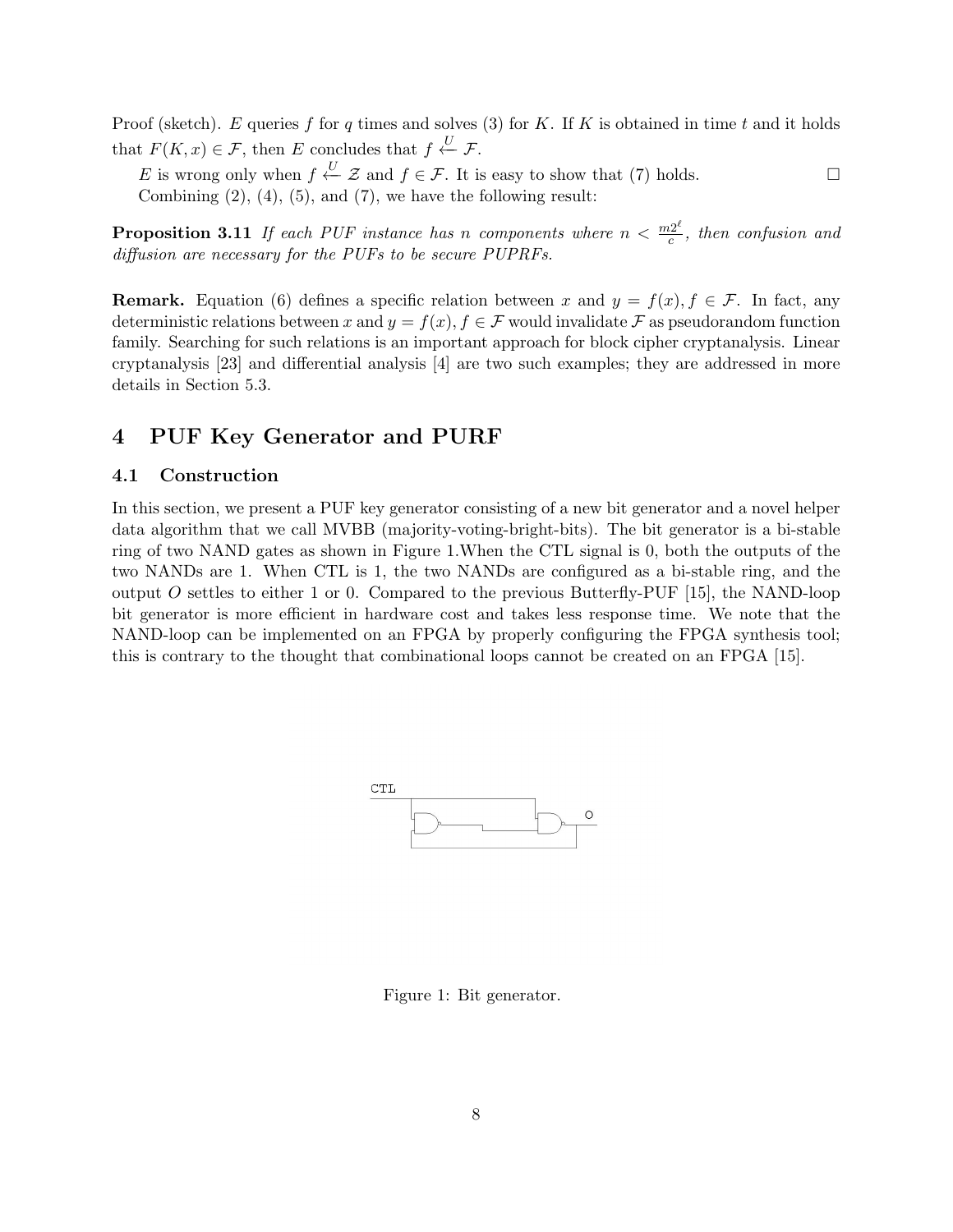Proof (sketch). $E$ queries $f$ for $q$ times and solves (3) for $K$. If $K$ is obtained in time $t$ and it holds that $F(K, x) \in \mathcal{F}$, then $E$ concludes that $f \stackrel{U}{\leftarrow} \mathcal{F}$.

$E$ is wrong only when $f \stackrel{U}{\leftarrow} \mathcal{Z}$ and $f \in \mathcal{F}$. It is easy to show that (7) holds. □

Combining (2), (4), (5), and (7), we have the following result:

**Proposition 3.11** *If each PUF instance has $n$ components where $n < \frac{m2^\ell}{c}$, then confusion and diffusion are necessary for the PUFs to be secure PUPRFs.*

**Remark.** Equation (6) defines a specific relation between $x$ and $y = f(x), f \in \mathcal{F}$. In fact, any deterministic relations between $x$ and $y = f(x), f \in \mathcal{F}$ would invalidate $\mathcal{F}$ as pseudorandom function family. Searching for such relations is an important approach for block cipher cryptanalysis. Linear cryptanalysis [23] and differential analysis [4] are two such examples; they are addressed in more details in Section 5.3.

# 4 PUF Key Generator and PURF

## 4.1 Construction

In this section, we present a PUF key generator consisting of a new bit generator and a novel helper data algorithm that we call MVBB (majority-voting-bright-bits). The bit generator is a bi-stable ring of two NAND gates as shown in Figure 1.When the CTL signal is 0, both the outputs of the two NANDs are 1. When CTL is 1, the two NANDs are configured as a bi-stable ring, and the output $O$ settles to either 1 or 0. Compared to the previous Butterfly-PUF [15], the NAND-loop bit generator is more efficient in hardware cost and takes less response time. We note that the NAND-loop can be implemented on an FPGA by properly configuring the FPGA synthesis tool; this is contrary to the thought that combinational loops cannot be created on an FPGA [15].

Figure 1: Bit generator.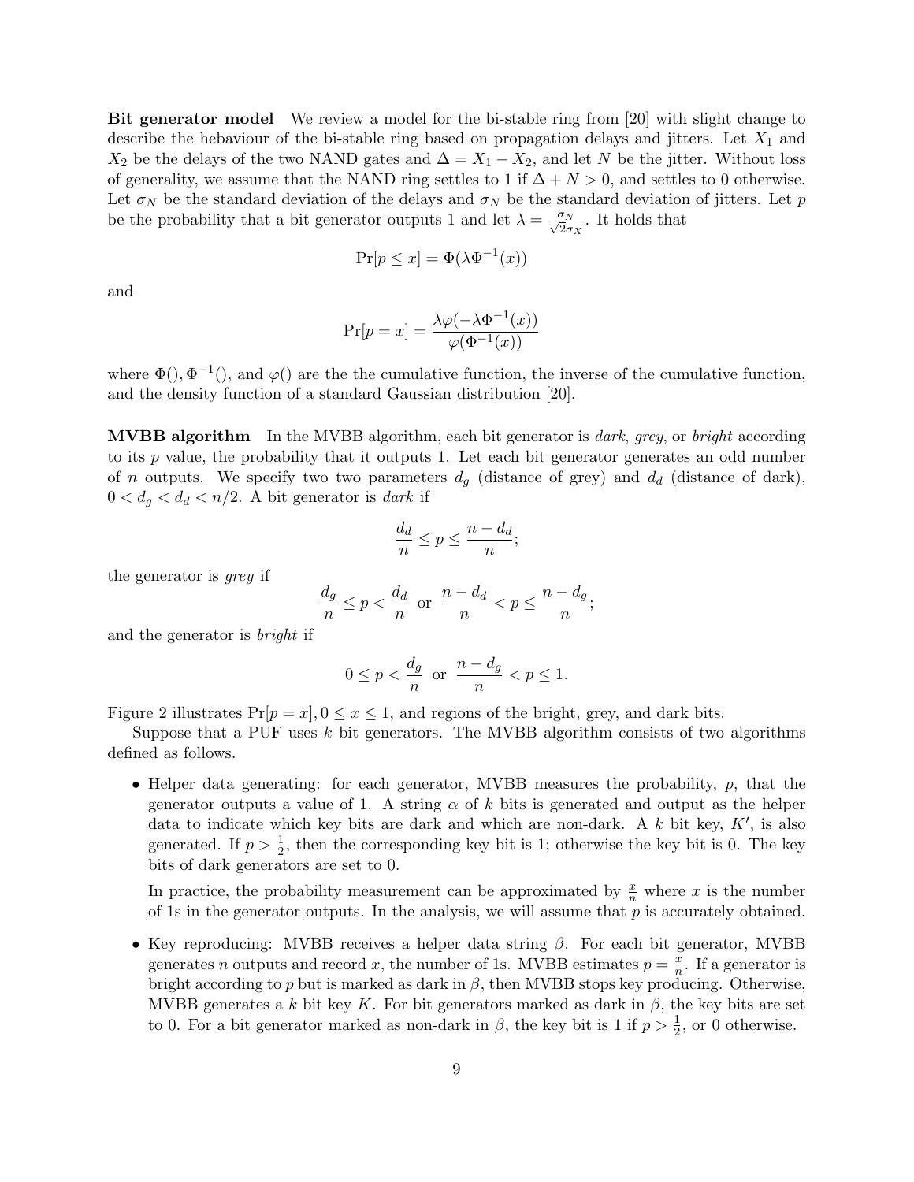**Bit generator model** We review a model for the bi-stable ring from [20] with slight change to describe the hebaviour of the bi-stable ring based on propagation delays and jitters. Let $X_1$ and $X_2$ be the delays of the two NAND gates and $\Delta = X_1 - X_2$, and let $N$ be the jitter. Without loss of generality, we assume that the NAND ring settles to 1 if $\Delta + N > 0$, and settles to 0 otherwise. Let $\sigma_N$ be the standard deviation of the delays and $\sigma_N$ be the standard deviation of jitters. Let $p$ be the probability that a bit generator outputs 1 and let $\lambda = \frac{\sigma_N}{\sqrt{2}\sigma_X}$. It holds that

$$\Pr[p \leq x] = \Phi(\lambda \Phi^{-1}(x))$$

and

$$\Pr[p = x] = \frac{\lambda \varphi(-\lambda \Phi^{-1}(x))}{\varphi(\Phi^{-1}(x))}$$

where $\Phi(), \Phi^{-1}()$, and $\varphi()$ are the the cumulative function, the inverse of the cumulative function, and the density function of a standard Gaussian distribution [20].

**MVBB algorithm** In the MVBB algorithm, each bit generator is *dark*, *grey*, or *bright* according to its $p$ value, the probability that it outputs 1. Let each bit generator generates an odd number of $n$ outputs. We specify two two parameters $d_g$ (distance of grey) and $d_d$ (distance of dark), $0 < d_g < d_d < n/2$. A bit generator is *dark* if

$$\frac{d_d}{n} \leq p \leq \frac{n - d_d}{n};$$

the generator is *grey* if

$$\frac{d_g}{n} \leq p < \frac{d_d}{n} \text{ or } \frac{n - d_d}{n} < p \leq \frac{n - d_g}{n};$$

and the generator is *bright* if

$$0 \leq p < \frac{d_g}{n} \text{ or } \frac{n - d_g}{n} < p \leq 1.$$

Figure 2 illustrates $\Pr[p = x], 0 \leq x \leq 1$, and regions of the bright, grey, and dark bits.

Suppose that a PUF uses $k$ bit generators. The MVBB algorithm consists of two algorithms defined as follows.

- Helper data generating: for each generator, MVBB measures the probability, $p$, that the generator outputs a value of 1. A string $\alpha$ of $k$ bits is generated and output as the helper data to indicate which key bits are dark and which are non-dark. A $k$ bit key, $K'$, is also generated. If $p > \frac{1}{2}$, then the corresponding key bit is 1; otherwise the key bit is 0. The key bits of dark generators are set to 0.

  In practice, the probability measurement can be approximated by $\frac{x}{n}$ where $x$ is the number of 1s in the generator outputs. In the analysis, we will assume that $p$ is accurately obtained.

- Key reproducing: MVBB receives a helper data string $\beta$. For each bit generator, MVBB generates $n$ outputs and record $x$, the number of 1s. MVBB estimates $p = \frac{x}{n}$. If a generator is bright according to $p$ but is marked as dark in $\beta$, then MVBB stops key producing. Otherwise, MVBB generates a $k$ bit key $K$. For bit generators marked as dark in $\beta$, the key bits are set to 0. For a bit generator marked as non-dark in $\beta$, the key bit is 1 if $p > \frac{1}{2}$, or 0 otherwise.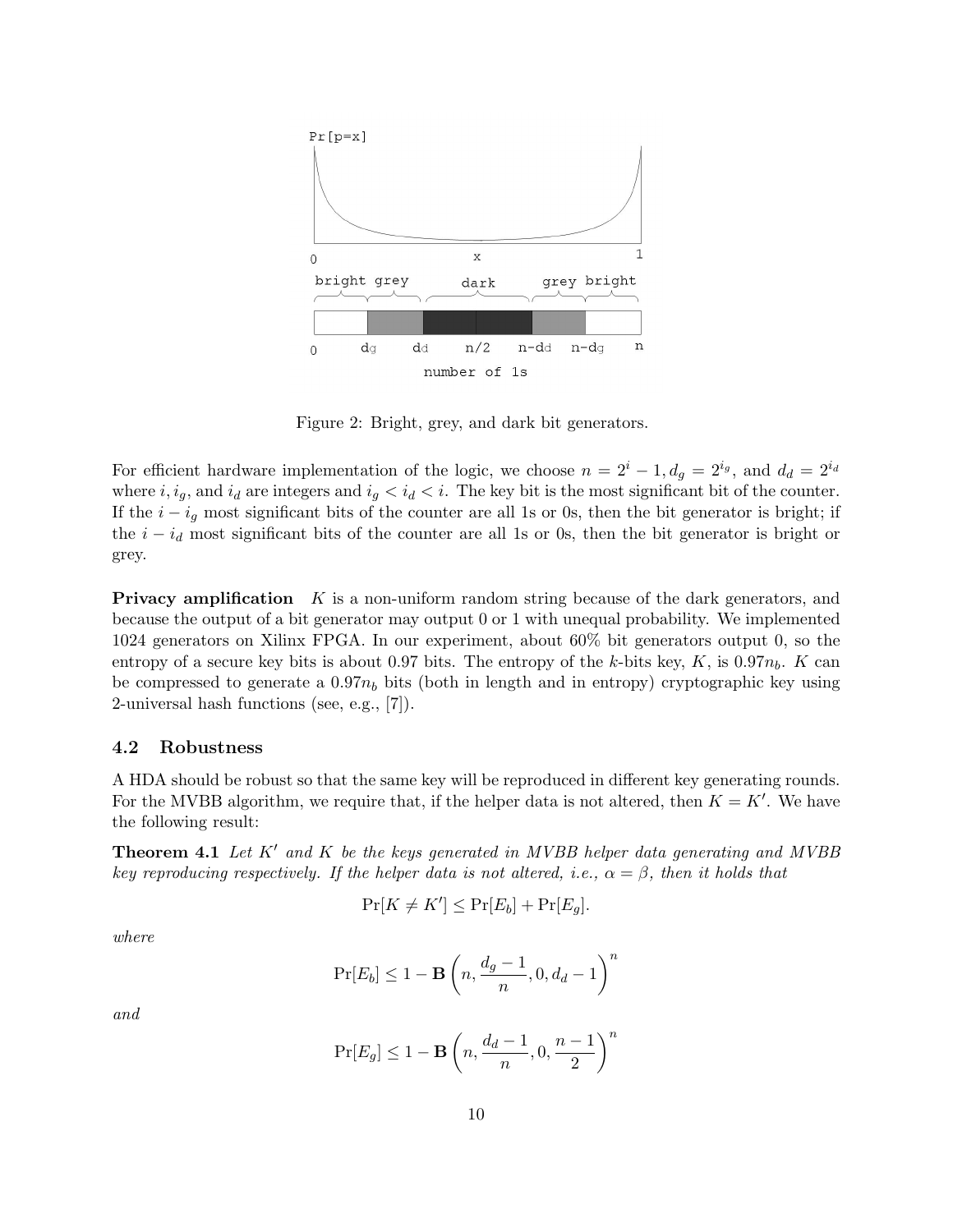Figure 2: Bright, grey, and dark bit generators.

For efficient hardware implementation of the logic, we choose $n = 2^i - 1, d_g = 2^{i_g}$, and $d_d = 2^{i_d}$ where $i, i_g$, and $i_d$ are integers and $i_g < i_d < i$. The key bit is the most significant bit of the counter. If the $i - i_g$ most significant bits of the counter are all 1s or 0s, then the bit generator is bright; if the $i - i_d$ most significant bits of the counter are all 1s or 0s, then the bit generator is bright or grey.

**Privacy amplification** $K$ is a non-uniform random string because of the dark generators, and because the output of a bit generator may output 0 or 1 with unequal probability. We implemented 1024 generators on Xilinx FPGA. In our experiment, about 60% bit generators output 0, so the entropy of a secure key bits is about 0.97 bits. The entropy of the $k$-bits key, $K$, is $0.97n_b$. $K$ can be compressed to generate a $0.97n_b$ bits (both in length and in entropy) cryptographic key using 2-universal hash functions (see, e.g., [7]).

### 4.2 Robustness

A HDA should be robust so that the same key will be reproduced in different key generating rounds. For the MVBB algorithm, we require that, if the helper data is not altered, then $K = K'$. We have the following result:

**Theorem 4.1** *Let $K'$ and $K$ be the keys generated in MVBB helper data generating and MVBB key reproducing respectively. If the helper data is not altered, i.e., $\alpha = \beta$, then it holds that*

$$\Pr[K \neq K'] \leq \Pr[E_b] + \Pr[E_g].$$

*where*

$$\Pr[E_b] \leq 1 - \mathbf{B}\left(n, \frac{d_g - 1}{n}, 0, d_d - 1\right)^n$$

*and*

$$\Pr[E_g] \leq 1 - \mathbf{B}\left(n, \frac{d_d - 1}{n}, 0, \frac{n-1}{2}\right)^n$$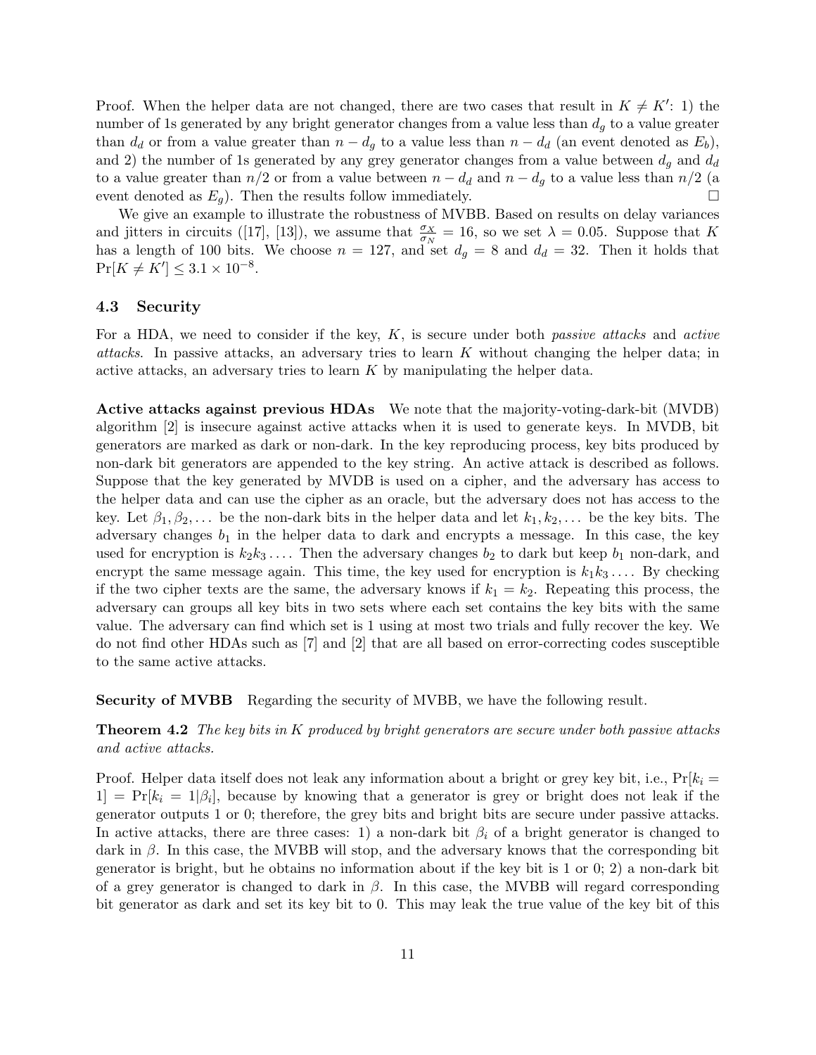Proof. When the helper data are not changed, there are two cases that result in $K \neq K'$: 1) the number of 1s generated by any bright generator changes from a value less than $d_g$ to a value greater than $d_d$ or from a value greater than $n - d_g$ to a value less than $n - d_d$ (an event denoted as $E_b$), and 2) the number of 1s generated by any grey generator changes from a value between $d_g$ and $d_d$ to a value greater than $n/2$ or from a value between $n - d_d$ and $n - d_g$ to a value less than $n/2$ (a event denoted as $E_g$). Then the results follow immediately. □

We give an example to illustrate the robustness of MVBB. Based on results on delay variances and jitters in circuits ([17], [13]), we assume that $\frac{\sigma_X}{\sigma_N} = 16$, so we set $\lambda = 0.05$. Suppose that $K$ has a length of 100 bits. We choose $n = 127$, and set $d_g = 8$ and $d_d = 32$. Then it holds that $\Pr[K \neq K'] \leq 3.1 \times 10^{-8}$.

### 4.3 Security

For a HDA, we need to consider if the key, $K$, is secure under both *passive attacks* and *active attacks*. In passive attacks, an adversary tries to learn $K$ without changing the helper data; in active attacks, an adversary tries to learn $K$ by manipulating the helper data.

**Active attacks against previous HDAs** We note that the majority-voting-dark-bit (MVDB) algorithm [2] is insecure against active attacks when it is used to generate keys. In MVDB, bit generators are marked as dark or non-dark. In the key reproducing process, key bits produced by non-dark bit generators are appended to the key string. An active attack is described as follows. Suppose that the key generated by MVDB is used on a cipher, and the adversary has access to the helper data and can use the cipher as an oracle, but the adversary does not has access to the key. Let $\beta_1, \beta_2, \ldots$ be the non-dark bits in the helper data and let $k_1, k_2, \ldots$ be the key bits. The adversary changes $b_1$ in the helper data to dark and encrypts a message. In this case, the key used for encryption is $k_2k_3\ldots$. Then the adversary changes $b_2$ to dark but keep $b_1$ non-dark, and encrypt the same message again. This time, the key used for encryption is $k_1k_3\ldots$. By checking if the two cipher texts are the same, the adversary knows if $k_1 = k_2$. Repeating this process, the adversary can groups all key bits in two sets where each set contains the key bits with the same value. The adversary can find which set is 1 using at most two trials and fully recover the key. We do not find other HDAs such as [7] and [2] that are all based on error-correcting codes susceptible to the same active attacks.

**Security of MVBB** Regarding the security of MVBB, we have the following result.

**Theorem 4.2** *The key bits in $K$ produced by bright generators are secure under both passive attacks and active attacks.*

Proof. Helper data itself does not leak any information about a bright or grey key bit, i.e., $\Pr[k_i = 1] = \Pr[k_i = 1|\beta_i]$, because by knowing that a generator is grey or bright does not leak if the generator outputs 1 or 0; therefore, the grey bits and bright bits are secure under passive attacks. In active attacks, there are three cases: 1) a non-dark bit $\beta_i$ of a bright generator is changed to dark in $\beta$. In this case, the MVBB will stop, and the adversary knows that the corresponding bit generator is bright, but he obtains no information about if the key bit is 1 or 0; 2) a non-dark bit of a grey generator is changed to dark in $\beta$. In this case, the MVBB will regard corresponding bit generator as dark and set its key bit to 0. This may leak the true value of the key bit of this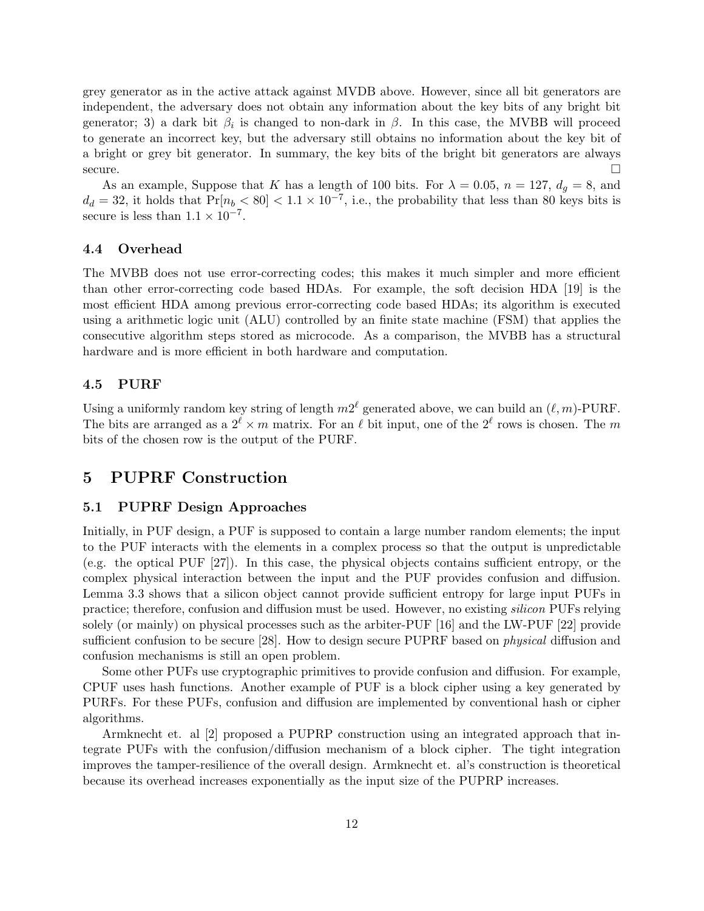grey generator as in the active attack against MVDB above. However, since all bit generators are independent, the adversary does not obtain any information about the key bits of any bright bit generator; 3) a dark bit $\beta_i$ is changed to non-dark in $\beta$. In this case, the MVBB will proceed to generate an incorrect key, but the adversary still obtains no information about the key bit of a bright or grey bit generator. In summary, the key bits of the bright bit generators are always secure. □

As an example, Suppose that $K$ has a length of 100 bits. For $\lambda = 0.05$, $n = 127$, $d_g = 8$, and $d_d = 32$, it holds that $\Pr[n_b < 80] < 1.1 \times 10^{-7}$, i.e., the probability that less than 80 keys bits is secure is less than $1.1 \times 10^{-7}$.

### 4.4 Overhead

The MVBB does not use error-correcting codes; this makes it much simpler and more efficient than other error-correcting code based HDAs. For example, the soft decision HDA [19] is the most efficient HDA among previous error-correcting code based HDAs; its algorithm is executed using a arithmetic logic unit (ALU) controlled by an finite state machine (FSM) that applies the consecutive algorithm steps stored as microcode. As a comparison, the MVBB has a structural hardware and is more efficient in both hardware and computation.

### 4.5 PURF

Using a uniformly random key string of length $m2^\ell$ generated above, we can build an $(\ell, m)$-PURF. The bits are arranged as a $2^\ell \times m$ matrix. For an $\ell$ bit input, one of the $2^\ell$ rows is chosen. The $m$ bits of the chosen row is the output of the PURF.

## 5 PUPRF Construction

### 5.1 PUPRF Design Approaches

Initially, in PUF design, a PUF is supposed to contain a large number random elements; the input to the PUF interacts with the elements in a complex process so that the output is unpredictable (e.g. the optical PUF [27]). In this case, the physical objects contains sufficient entropy, or the complex physical interaction between the input and the PUF provides confusion and diffusion. Lemma 3.3 shows that a silicon object cannot provide sufficient entropy for large input PUFs in practice; therefore, confusion and diffusion must be used. However, no existing *silicon* PUFs relying solely (or mainly) on physical processes such as the arbiter-PUF [16] and the LW-PUF [22] provide sufficient confusion to be secure [28]. How to design secure PUPRF based on *physical* diffusion and confusion mechanisms is still an open problem.

Some other PUFs use cryptographic primitives to provide confusion and diffusion. For example, CPUF uses hash functions. Another example of PUF is a block cipher using a key generated by PURFs. For these PUFs, confusion and diffusion are implemented by conventional hash or cipher algorithms.

Armknecht et. al [2] proposed a PUPRP construction using an integrated approach that integrate PUFs with the confusion/diffusion mechanism of a block cipher. The tight integration improves the tamper-resilience of the overall design. Armknecht et. al's construction is theoretical because its overhead increases exponentially as the input size of the PUPRP increases.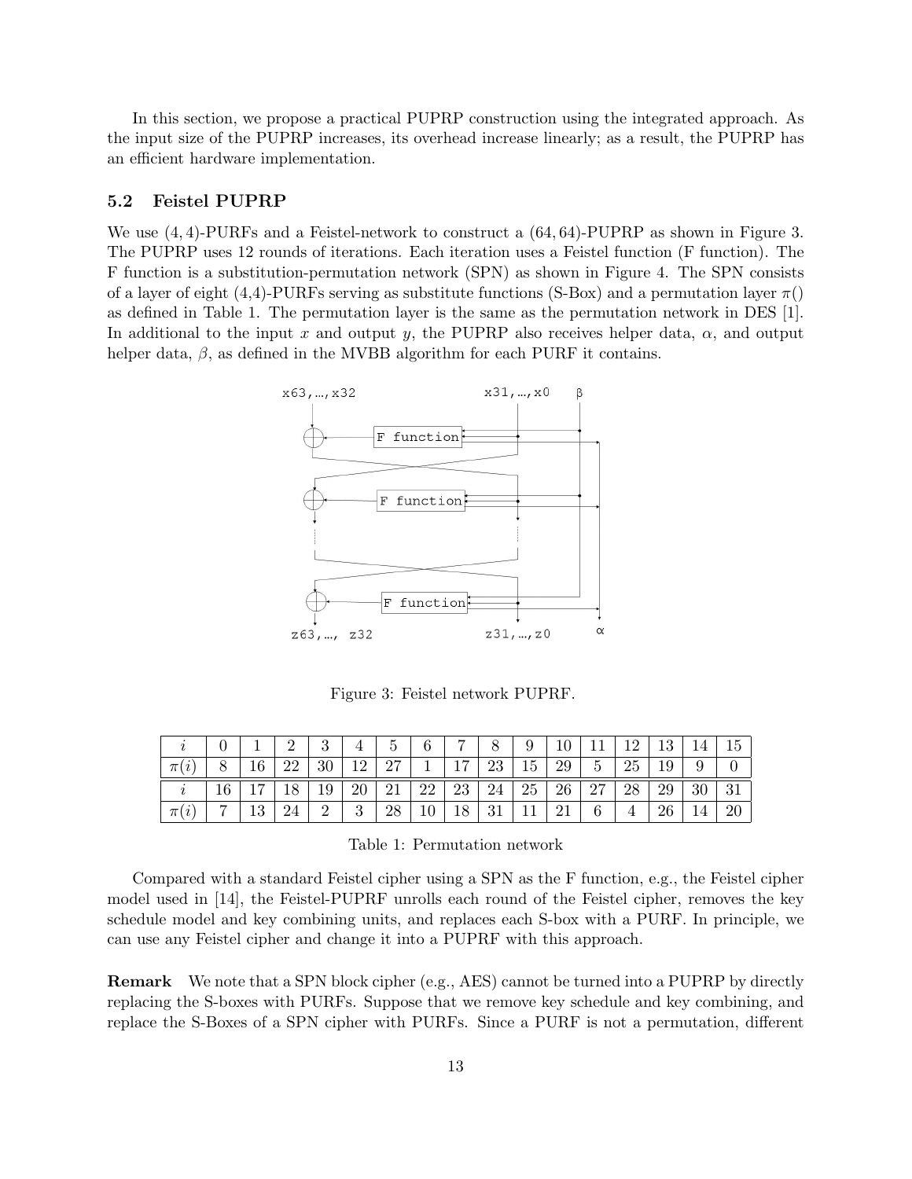In this section, we propose a practical PUPRP construction using the integrated approach. As the input size of the PUPRP increases, its overhead increase linearly; as a result, the PUPRP has an efficient hardware implementation.

### 5.2 Feistel PUPRP

We use $(4, 4)$-PURFs and a Feistel-network to construct a $(64, 64)$-PUPRP as shown in Figure 3. The PUPRP uses 12 rounds of iterations. Each iteration uses a Feistel function (F function). The F function is a substitution-permutation network (SPN) as shown in Figure 4. The SPN consists of a layer of eight (4,4)-PURFs serving as substitute functions (S-Box) and a permutation layer $\pi()$ as defined in Table 1. The permutation layer is the same as the permutation network in DES [1]. In additional to the input $x$ and output $y$, the PUPRP also receives helper data, $\alpha$, and output helper data, $\beta$, as defined in the MVBB algorithm for each PURF it contains.

Figure 3: Feistel network PUPRF.

| $i$ | 0 | 1 | 2 | 3 | 4 | 5 | 6 | 7 | 8 | 9 | 10 | 11 | 12 | 13 | 14 | 15 |
|---|---|---|---|---|---|---|---|---|---|---|---|---|---|---|---|---|
| $\pi(i)$ | 8 | 16 | 22 | 30 | 12 | 27 | 1 | 17 | 23 | 15 | 29 | 5 | 25 | 19 | 9 | 0 |
| $i$ | 16 | 17 | 18 | 19 | 20 | 21 | 22 | 23 | 24 | 25 | 26 | 27 | 28 | 29 | 30 | 31 |
| $\pi(i)$ | 7 | 13 | 24 | 2 | 3 | 28 | 10 | 18 | 31 | 11 | 21 | 6 | 4 | 26 | 14 | 20 |

Table 1: Permutation network

Compared with a standard Feistel cipher using a SPN as the F function, e.g., the Feistel cipher model used in [14], the Feistel-PUPRF unrolls each round of the Feistel cipher, removes the key schedule model and key combining units, and replaces each S-box with a PURF. In principle, we can use any Feistel cipher and change it into a PUPRF with this approach.

**Remark** We note that a SPN block cipher (e.g., AES) cannot be turned into a PUPRP by directly replacing the S-boxes with PURFs. Suppose that we remove key schedule and key combining, and replace the S-Boxes of a SPN cipher with PURFs. Since a PURF is not a permutation, different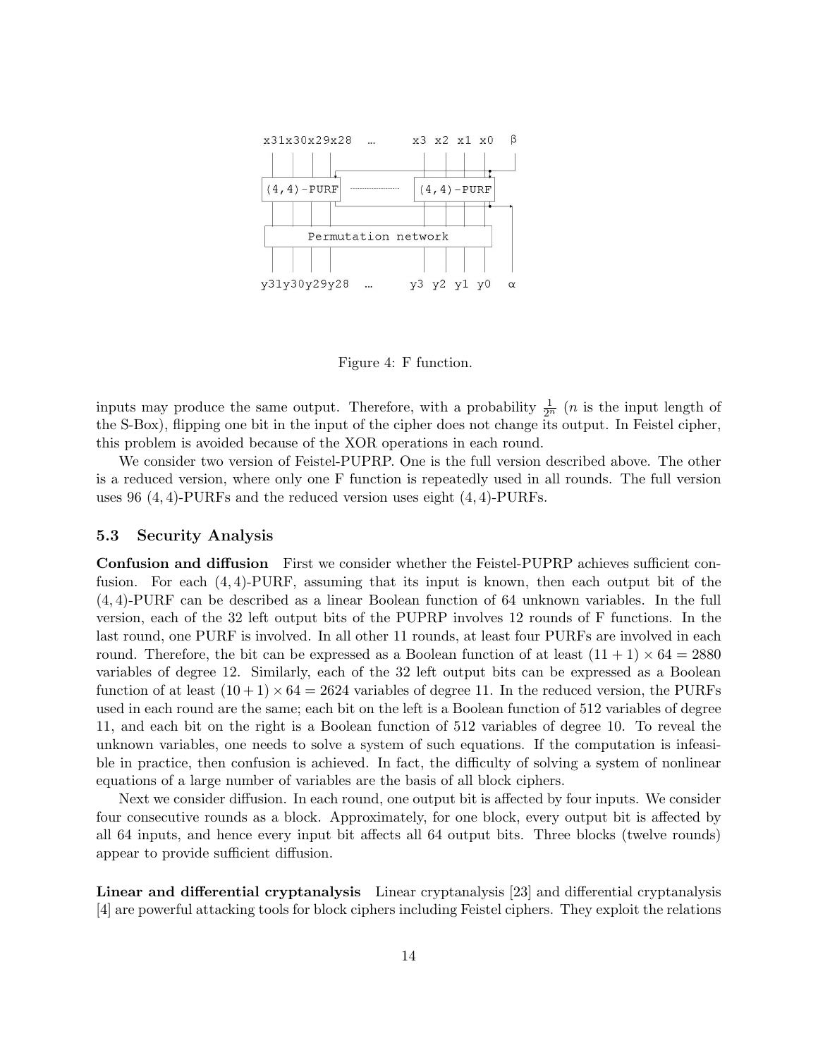Figure 4: F function.

inputs may produce the same output. Therefore, with a probability $\frac{1}{2^n}$ ($n$ is the input length of the S-Box), flipping one bit in the input of the cipher does not change its output. In Feistel cipher, this problem is avoided because of the XOR operations in each round.

We consider two version of Feistel-PUPRP. One is the full version described above. The other is a reduced version, where only one F function is repeatedly used in all rounds. The full version uses 96 (4, 4)-PURFs and the reduced version uses eight (4, 4)-PURFs.

### 5.3 Security Analysis

**Confusion and diffusion** First we consider whether the Feistel-PUPRP achieves sufficient confusion. For each (4, 4)-PURF, assuming that its input is known, then each output bit of the (4, 4)-PURF can be described as a linear Boolean function of 64 unknown variables. In the full version, each of the 32 left output bits of the PUPRP involves 12 rounds of F functions. In the last round, one PURF is involved. In all other 11 rounds, at least four PURFs are involved in each round. Therefore, the bit can be expressed as a Boolean function of at least $(11 + 1) \times 64 = 2880$ variables of degree 12. Similarly, each of the 32 left output bits can be expressed as a Boolean function of at least $(10 + 1) \times 64 = 2624$ variables of degree 11. In the reduced version, the PURFs used in each round are the same; each bit on the left is a Boolean function of 512 variables of degree 11, and each bit on the right is a Boolean function of 512 variables of degree 10. To reveal the unknown variables, one needs to solve a system of such equations. If the computation is infeasible in practice, then confusion is achieved. In fact, the difficulty of solving a system of nonlinear equations of a large number of variables are the basis of all block ciphers.

Next we consider diffusion. In each round, one output bit is affected by four inputs. We consider four consecutive rounds as a block. Approximately, for one block, every output bit is affected by all 64 inputs, and hence every input bit affects all 64 output bits. Three blocks (twelve rounds) appear to provide sufficient diffusion.

**Linear and differential cryptanalysis** Linear cryptanalysis [23] and differential cryptanalysis [4] are powerful attacking tools for block ciphers including Feistel ciphers. They exploit the relations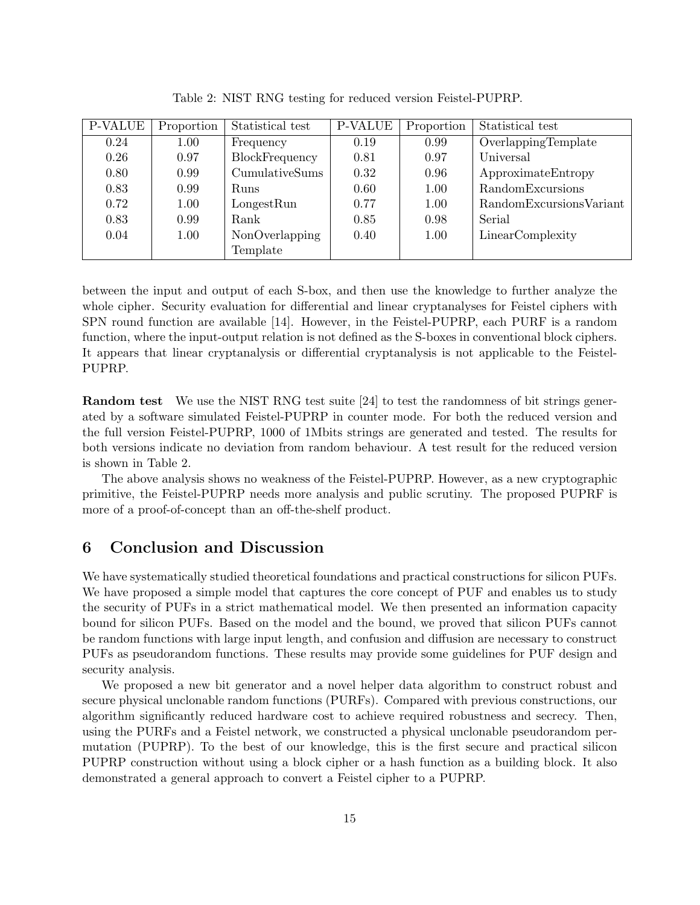Table 2: NIST RNG testing for reduced version Feistel-PUPRP.

| P-VALUE | Proportion | Statistical test | P-VALUE | Proportion | Statistical test |
|---|---|---|---|---|---|
| 0.24 | 1.00 | Frequency | 0.19 | 0.99 | OverlappingTemplate |
| 0.26 | 0.97 | BlockFrequency | 0.81 | 0.97 | Universal |
| 0.80 | 0.99 | CumulativeSums | 0.32 | 0.96 | ApproximateEntropy |
| 0.83 | 0.99 | Runs | 0.60 | 1.00 | RandomExcursions |
| 0.72 | 1.00 | LongestRun | 0.77 | 1.00 | RandomExcursionsVariant |
| 0.83 | 0.99 | Rank | 0.85 | 0.98 | Serial |
| 0.04 | 1.00 | NonOverlapping Template | 0.40 | 1.00 | LinearComplexity |

between the input and output of each S-box, and then use the knowledge to further analyze the whole cipher. Security evaluation for differential and linear cryptanalyses for Feistel ciphers with SPN round function are available [14]. However, in the Feistel-PUPRP, each PURF is a random function, where the input-output relation is not defined as the S-boxes in conventional block ciphers. It appears that linear cryptanalysis or differential cryptanalysis is not applicable to the Feistel-PUPRP.

**Random test** We use the NIST RNG test suite [24] to test the randomness of bit strings generated by a software simulated Feistel-PUPRP in counter mode. For both the reduced version and the full version Feistel-PUPRP, 1000 of 1Mbits strings are generated and tested. The results for both versions indicate no deviation from random behaviour. A test result for the reduced version is shown in Table 2.

The above analysis shows no weakness of the Feistel-PUPRP. However, as a new cryptographic primitive, the Feistel-PUPRP needs more analysis and public scrutiny. The proposed PUPRF is more of a proof-of-concept than an off-the-shelf product.

## 6 Conclusion and Discussion

We have systematically studied theoretical foundations and practical constructions for silicon PUFs. We have proposed a simple model that captures the core concept of PUF and enables us to study the security of PUFs in a strict mathematical model. We then presented an information capacity bound for silicon PUFs. Based on the model and the bound, we proved that silicon PUFs cannot be random functions with large input length, and confusion and diffusion are necessary to construct PUFs as pseudorandom functions. These results may provide some guidelines for PUF design and security analysis.

We proposed a new bit generator and a novel helper data algorithm to construct robust and secure physical unclonable random functions (PURFs). Compared with previous constructions, our algorithm significantly reduced hardware cost to achieve required robustness and secrecy. Then, using the PURFs and a Feistel network, we constructed a physical unclonable pseudorandom permutation (PUPRP). To the best of our knowledge, this is the first secure and practical silicon PUPRP construction without using a block cipher or a hash function as a building block. It also demonstrated a general approach to convert a Feistel cipher to a PUPRP.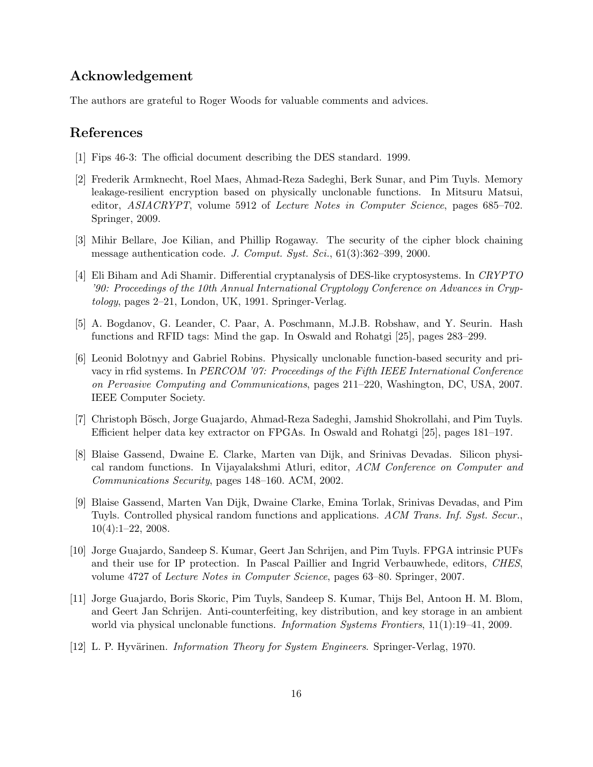## Acknowledgement

The authors are grateful to Roger Woods for valuable comments and advices.

## References

[1] Fips 46-3: The official document describing the DES standard. 1999.

[2] Frederik Armknecht, Roel Maes, Ahmad-Reza Sadeghi, Berk Sunar, and Pim Tuyls. Memory leakage-resilient encryption based on physically unclonable functions. In Mitsuru Matsui, editor, *ASIACRYPT*, volume 5912 of *Lecture Notes in Computer Science*, pages 685–702. Springer, 2009.

[3] Mihir Bellare, Joe Kilian, and Phillip Rogaway. The security of the cipher block chaining message authentication code. *J. Comput. Syst. Sci.*, 61(3):362–399, 2000.

[4] Eli Biham and Adi Shamir. Differential cryptanalysis of DES-like cryptosystems. In *CRYPTO '90: Proceedings of the 10th Annual International Cryptology Conference on Advances in Cryptology*, pages 2–21, London, UK, 1991. Springer-Verlag.

[5] A. Bogdanov, G. Leander, C. Paar, A. Poschmann, M.J.B. Robshaw, and Y. Seurin. Hash functions and RFID tags: Mind the gap. In Oswald and Rohatgi [25], pages 283–299.

[6] Leonid Bolotnyy and Gabriel Robins. Physically unclonable function-based security and privacy in rfid systems. In *PERCOM '07: Proceedings of the Fifth IEEE International Conference on Pervasive Computing and Communications*, pages 211–220, Washington, DC, USA, 2007. IEEE Computer Society.

[7] Christoph Bösch, Jorge Guajardo, Ahmad-Reza Sadeghi, Jamshid Shokrollahi, and Pim Tuyls. Efficient helper data key extractor on FPGAs. In Oswald and Rohatgi [25], pages 181–197.

[8] Blaise Gassend, Dwaine E. Clarke, Marten van Dijk, and Srinivas Devadas. Silicon physical random functions. In Vijayalakshmi Atluri, editor, *ACM Conference on Computer and Communications Security*, pages 148–160. ACM, 2002.

[9] Blaise Gassend, Marten Van Dijk, Dwaine Clarke, Emina Torlak, Srinivas Devadas, and Pim Tuyls. Controlled physical random functions and applications. *ACM Trans. Inf. Syst. Secur.*, 10(4):1–22, 2008.

[10] Jorge Guajardo, Sandeep S. Kumar, Geert Jan Schrijen, and Pim Tuyls. FPGA intrinsic PUFs and their use for IP protection. In Pascal Paillier and Ingrid Verbauwhede, editors, *CHES*, volume 4727 of *Lecture Notes in Computer Science*, pages 63–80. Springer, 2007.

[11] Jorge Guajardo, Boris Skoric, Pim Tuyls, Sandeep S. Kumar, Thijs Bel, Antoon H. M. Blom, and Geert Jan Schrijen. Anti-counterfeiting, key distribution, and key storage in an ambient world via physical unclonable functions. *Information Systems Frontiers*, 11(1):19–41, 2009.

[12] L. P. Hyvärinen. *Information Theory for System Engineers*. Springer-Verlag, 1970.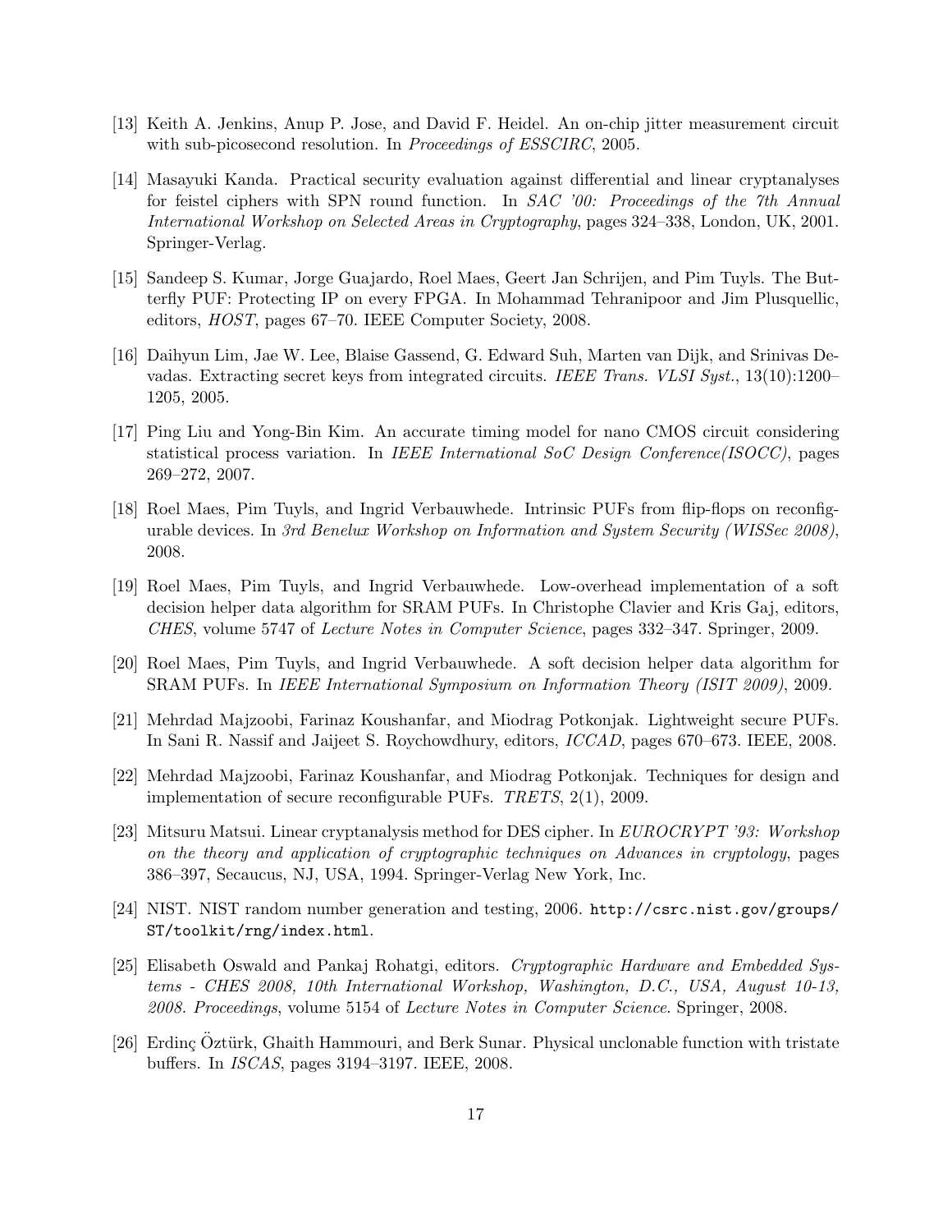[13] Keith A. Jenkins, Anup P. Jose, and David F. Heidel. An on-chip jitter measurement circuit with sub-picosecond resolution. In *Proceedings of ESSCIRC*, 2005.

[14] Masayuki Kanda. Practical security evaluation against differential and linear cryptanalyses for feistel ciphers with SPN round function. In *SAC '00: Proceedings of the 7th Annual International Workshop on Selected Areas in Cryptography*, pages 324–338, London, UK, 2001. Springer-Verlag.

[15] Sandeep S. Kumar, Jorge Guajardo, Roel Maes, Geert Jan Schrijen, and Pim Tuyls. The Butterfly PUF: Protecting IP on every FPGA. In Mohammad Tehranipoor and Jim Plusquellic, editors, *HOST*, pages 67–70. IEEE Computer Society, 2008.

[16] Daihyun Lim, Jae W. Lee, Blaise Gassend, G. Edward Suh, Marten van Dijk, and Srinivas Devadas. Extracting secret keys from integrated circuits. *IEEE Trans. VLSI Syst.*, 13(10):1200–1205, 2005.

[17] Ping Liu and Yong-Bin Kim. An accurate timing model for nano CMOS circuit considering statistical process variation. In *IEEE International SoC Design Conference(ISOCC)*, pages 269–272, 2007.

[18] Roel Maes, Pim Tuyls, and Ingrid Verbauwhede. Intrinsic PUFs from flip-flops on reconfigurable devices. In *3rd Benelux Workshop on Information and System Security (WISSec 2008)*, 2008.

[19] Roel Maes, Pim Tuyls, and Ingrid Verbauwhede. Low-overhead implementation of a soft decision helper data algorithm for SRAM PUFs. In Christophe Clavier and Kris Gaj, editors, *CHES*, volume 5747 of *Lecture Notes in Computer Science*, pages 332–347. Springer, 2009.

[20] Roel Maes, Pim Tuyls, and Ingrid Verbauwhede. A soft decision helper data algorithm for SRAM PUFs. In *IEEE International Symposium on Information Theory (ISIT 2009)*, 2009.

[21] Mehrdad Majzoobi, Farinaz Koushanfar, and Miodrag Potkonjak. Lightweight secure PUFs. In Sani R. Nassif and Jaijeet S. Roychowdhury, editors, *ICCAD*, pages 670–673. IEEE, 2008.

[22] Mehrdad Majzoobi, Farinaz Koushanfar, and Miodrag Potkonjak. Techniques for design and implementation of secure reconfigurable PUFs. *TRETS*, 2(1), 2009.

[23] Mitsuru Matsui. Linear cryptanalysis method for DES cipher. In *EUROCRYPT '93: Workshop on the theory and application of cryptographic techniques on Advances in cryptology*, pages 386–397, Secaucus, NJ, USA, 1994. Springer-Verlag New York, Inc.

[24] NIST. NIST random number generation and testing, 2006. http://csrc.nist.gov/groups/ST/toolkit/rng/index.html.

[25] Elisabeth Oswald and Pankaj Rohatgi, editors. *Cryptographic Hardware and Embedded Systems - CHES 2008, 10th International Workshop, Washington, D.C., USA, August 10-13, 2008. Proceedings*, volume 5154 of *Lecture Notes in Computer Science*. Springer, 2008.

[26] Erdinç Öztürk, Ghaith Hammouri, and Berk Sunar. Physical unclonable function with tristate buffers. In *ISCAS*, pages 3194–3197. IEEE, 2008.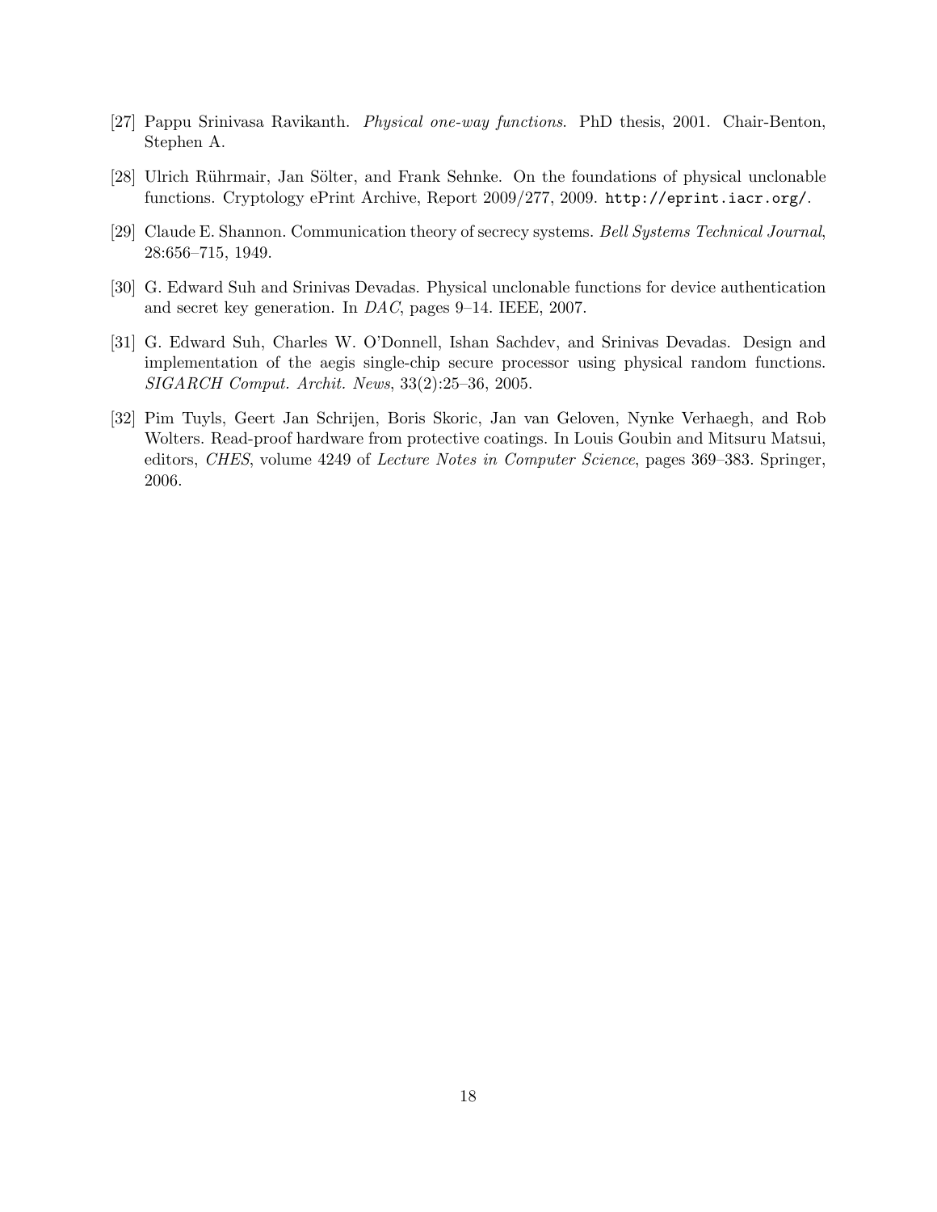[27] Pappu Srinivasa Ravikanth. *Physical one-way functions*. PhD thesis, 2001. Chair-Benton, Stephen A.

[28] Ulrich Rührmair, Jan Sölter, and Frank Sehnke. On the foundations of physical unclonable functions. Cryptology ePrint Archive, Report 2009/277, 2009. `http://eprint.iacr.org/`.

[29] Claude E. Shannon. Communication theory of secrecy systems. *Bell Systems Technical Journal*, 28:656–715, 1949.

[30] G. Edward Suh and Srinivas Devadas. Physical unclonable functions for device authentication and secret key generation. In *DAC*, pages 9–14. IEEE, 2007.

[31] G. Edward Suh, Charles W. O'Donnell, Ishan Sachdev, and Srinivas Devadas. Design and implementation of the aegis single-chip secure processor using physical random functions. *SIGARCH Comput. Archit. News*, 33(2):25–36, 2005.

[32] Pim Tuyls, Geert Jan Schrijen, Boris Skoric, Jan van Geloven, Nynke Verhaegh, and Rob Wolters. Read-proof hardware from protective coatings. In Louis Goubin and Mitsuru Matsui, editors, *CHES*, volume 4249 of *Lecture Notes in Computer Science*, pages 369–383. Springer, 2006.